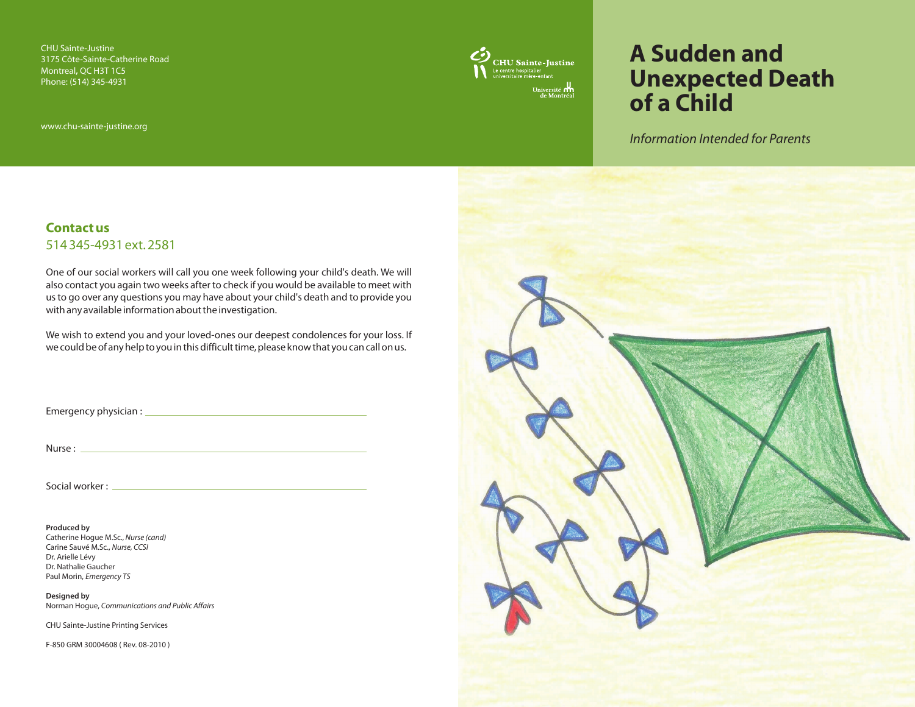# A Sudden and Unexpected Death of a Child

*Information Intended for Parents*

CHU Sainte-Justine
3175 Côte-Sainte-Catherine Road
Montreal, QC H3T 1C5
Phone: (514) 345-4931

www.chu-sainte-justine.org

CHU Sainte-Justine
Le centre hospitalier universitaire mère-enfant
Université de Montréal

## Contact us

514 345-4931 ext. 2581

One of our social workers will call you one week following your child's death. We will also contact you again two weeks after to check if you would be available to meet with us to go over any questions you may have about your child's death and to provide you with any available information about the investigation.

We wish to extend you and your loved-ones our deepest condolences for your loss. If we could be of any help to you in this difficult time, please know that you can call on us.

Emergency physician : ______________________________

Nurse : ______________________________

Social worker : ______________________________

**Produced by**
Catherine Hogue M.Sc., *Nurse (cand)*
Carine Sauvé M.Sc., *Nurse, CCSI*
Dr. Arielle Lévy
Dr. Nathalie Gaucher
Paul Morin, *Emergency TS*

**Designed by**
Norman Hogue, *Communications and Public Affairs*

CHU Sainte-Justine Printing Services

F-850 GRM 30004608 ( Rev. 08-2010 )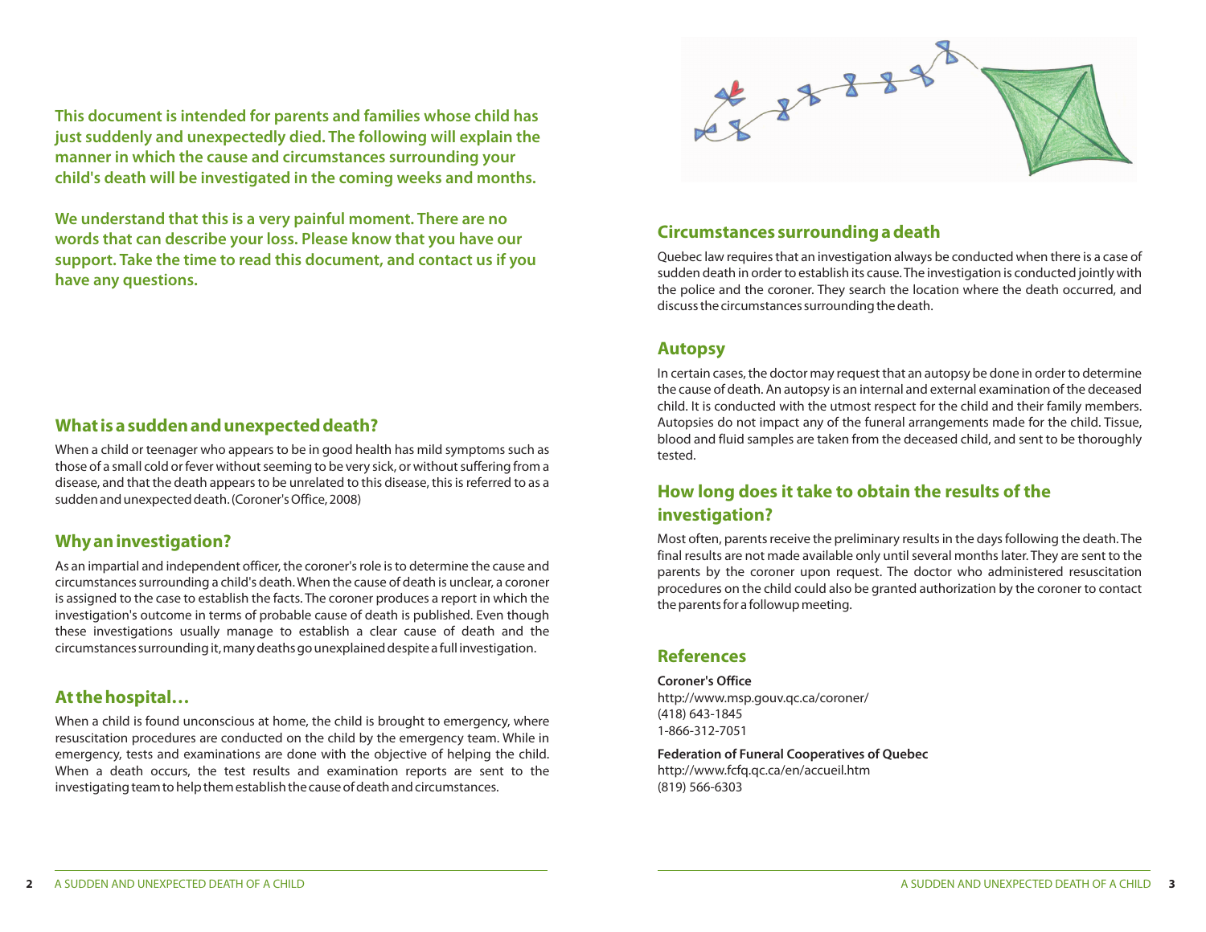**This document is intended for parents and families whose child has just suddenly and unexpectedly died. The following will explain the manner in which the cause and circumstances surrounding your child's death will be investigated in the coming weeks and months.**

**We understand that this is a very painful moment. There are no words that can describe your loss. Please know that you have our support. Take the time to read this document, and contact us if you have any questions.**

## What is a sudden and unexpected death?

When a child or teenager who appears to be in good health has mild symptoms such as those of a small cold or fever without seeming to be very sick, or without suffering from a disease, and that the death appears to be unrelated to this disease, this is referred to as a sudden and unexpected death. (Coroner's Office, 2008)

## Why an investigation?

As an impartial and independent officer, the coroner's role is to determine the cause and circumstances surrounding a child's death. When the cause of death is unclear, a coroner is assigned to the case to establish the facts. The coroner produces a report in which the investigation's outcome in terms of probable cause of death is published. Even though these investigations usually manage to establish a clear cause of death and the circumstances surrounding it, many deaths go unexplained despite a full investigation.

## At the hospital…

When a child is found unconscious at home, the child is brought to emergency, where resuscitation procedures are conducted on the child by the emergency team. While in emergency, tests and examinations are done with the objective of helping the child. When a death occurs, the test results and examination reports are sent to the investigating team to help them establish the cause of death and circumstances.

## Circumstances surrounding a death

Quebec law requires that an investigation always be conducted when there is a case of sudden death in order to establish its cause. The investigation is conducted jointly with the police and the coroner. They search the location where the death occurred, and discuss the circumstances surrounding the death.

## Autopsy

In certain cases, the doctor may request that an autopsy be done in order to determine the cause of death. An autopsy is an internal and external examination of the deceased child. It is conducted with the utmost respect for the child and their family members. Autopsies do not impact any of the funeral arrangements made for the child. Tissue, blood and fluid samples are taken from the deceased child, and sent to be thoroughly tested.

## How long does it take to obtain the results of the investigation?

Most often, parents receive the preliminary results in the days following the death. The final results are not made available only until several months later. They are sent to the parents by the coroner upon request. The doctor who administered resuscitation procedures on the child could also be granted authorization by the coroner to contact the parents for a followup meeting.

## References

**Coroner's Office**
http://www.msp.gouv.qc.ca/coroner/
(418) 643-1845
1-866-312-7051

**Federation of Funeral Cooperatives of Quebec**
http://www.fcfq.qc.ca/en/accueil.htm
(819) 566-6303